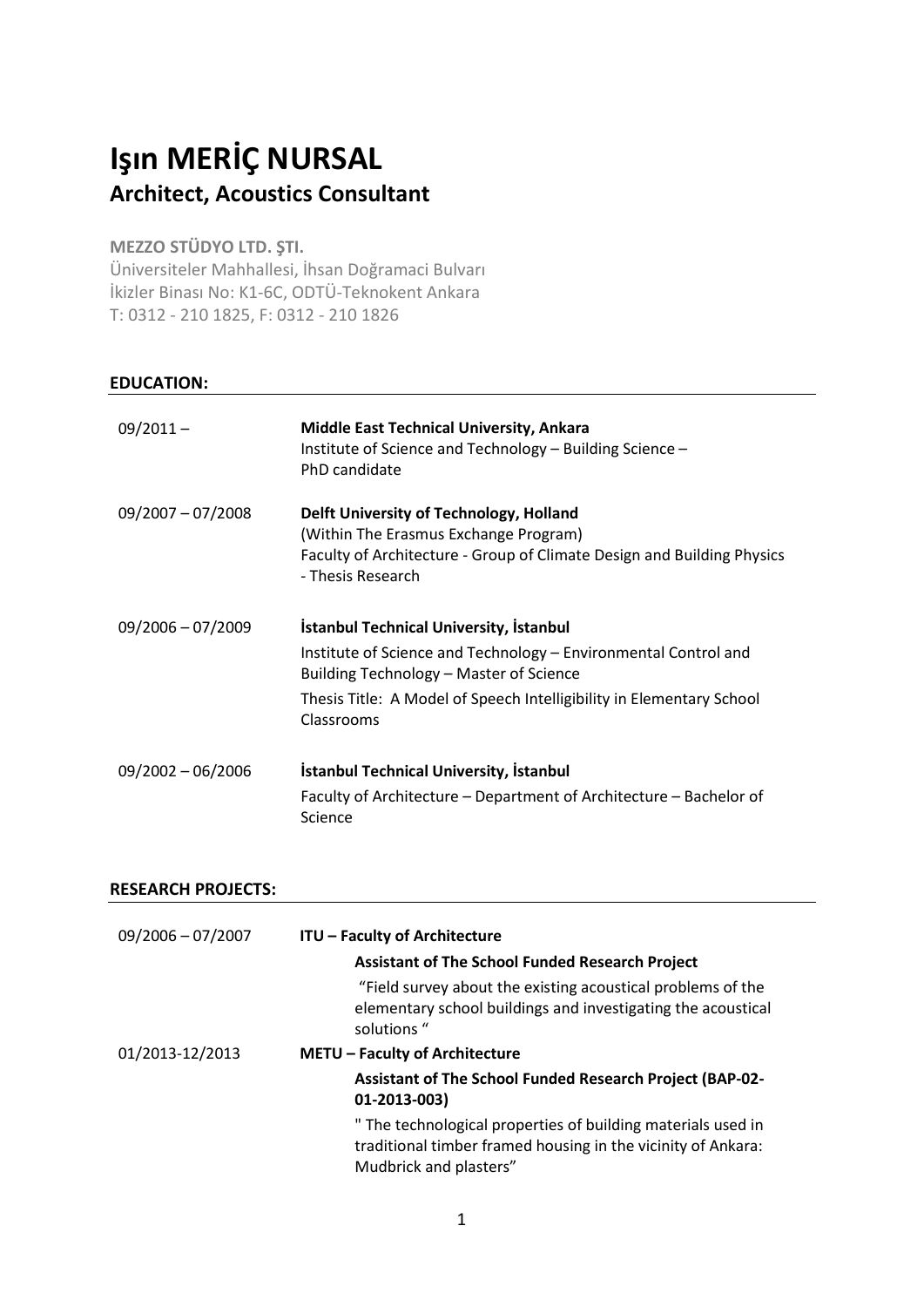# Işın MERİÇ NURSAL

## Architect, Acoustics Consultant

**MEZZO STÜDYO LTD. ŞTI.**
Üniversiteler Mahhallesi, İhsan Doğramaci Bulvarı
İkizler Binası No: K1-6C, ODTÜ-Teknokent Ankara
T: 0312 - 210 1825, F: 0312 - 210 1826

### EDUCATION:

| | |
|---|---|
| 09/2011 – | **Middle East Technical University, Ankara**<br>Institute of Science and Technology – Building Science –<br>PhD candidate |
| 09/2007 – 07/2008 | **Delft University of Technology, Holland**<br>(Within The Erasmus Exchange Program)<br>Faculty of Architecture - Group of Climate Design and Building Physics - Thesis Research |
| 09/2006 – 07/2009 | **İstanbul Technical University, İstanbul**<br>Institute of Science and Technology – Environmental Control and Building Technology – Master of Science<br>Thesis Title: A Model of Speech Intelligibility in Elementary School Classrooms |
| 09/2002 – 06/2006 | **İstanbul Technical University, İstanbul**<br>Faculty of Architecture – Department of Architecture – Bachelor of Science |

### RESEARCH PROJECTS:

| | |
|---|---|
| 09/2006 – 07/2007 | **ITU – Faculty of Architecture**<br>**Assistant of The School Funded Research Project**<br>"Field survey about the existing acoustical problems of the elementary school buildings and investigating the acoustical solutions " |
| 01/2013-12/2013 | **METU – Faculty of Architecture**<br>**Assistant of The School Funded Research Project (BAP-02-01-2013-003)**<br>" The technological properties of building materials used in traditional timber framed housing in the vicinity of Ankara: Mudbrick and plasters" |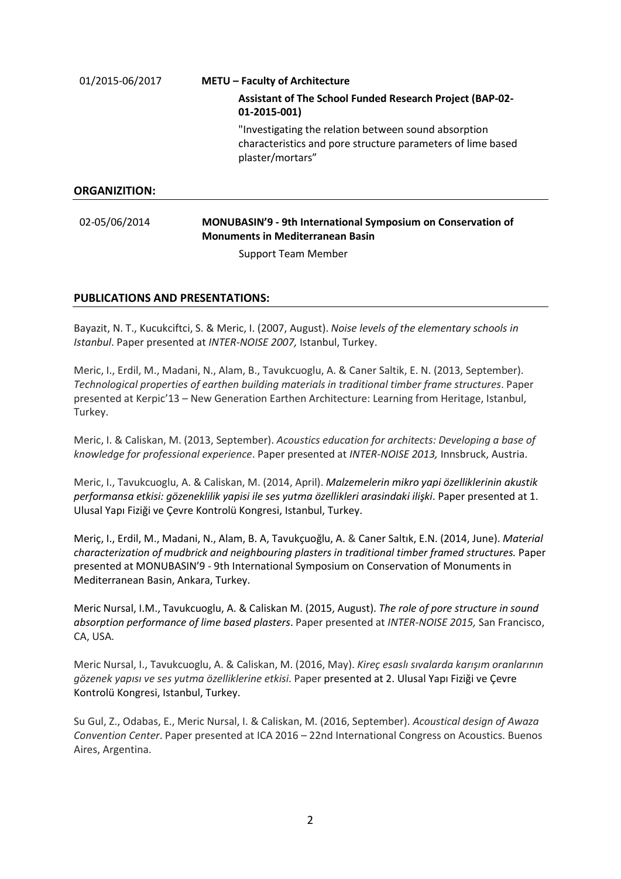01/2015-06/2017 **METU – Faculty of Architecture**

**Assistant of The School Funded Research Project (BAP-02-01-2015-001)**

"Investigating the relation between sound absorption characteristics and pore structure parameters of lime based plaster/mortars"

## ORGANIZITION:

02-05/06/2014 **MONUBASIN'9 - 9th International Symposium on Conservation of Monuments in Mediterranean Basin**

Support Team Member

## PUBLICATIONS AND PRESENTATIONS:

Bayazit, N. T., Kucukciftci, S. & Meric, I. (2007, August). *Noise levels of the elementary schools in Istanbul*. Paper presented at *INTER-NOISE 2007,* Istanbul, Turkey.

Meric, I., Erdil, M., Madani, N., Alam, B., Tavukcuoglu, A. & Caner Saltik, E. N. (2013, September). *Technological properties of earthen building materials in traditional timber frame structures*. Paper presented at Kerpic'13 – New Generation Earthen Architecture: Learning from Heritage, Istanbul, Turkey.

Meric, I. & Caliskan, M. (2013, September). *Acoustics education for architects: Developing a base of knowledge for professional experience*. Paper presented at *INTER-NOISE 2013,* Innsbruck, Austria.

Meric, I., Tavukcuoglu, A. & Caliskan, M. (2014, April). *Malzemelerin mikro yapi özelliklerinin akustik performansa etkisi: gözeneklilik yapisi ile ses yutma özellikleri arasindaki ilişki*. Paper presented at 1. Ulusal Yapı Fiziği ve Çevre Kontrolü Kongresi, Istanbul, Turkey.

Meriç, I., Erdil, M., Madani, N., Alam, B. A, Tavukçuoğlu, A. & Caner Saltık, E.N. (2014, June). *Material characterization of mudbrick and neighbouring plasters in traditional timber framed structures.* Paper presented at MONUBASIN'9 - 9th International Symposium on Conservation of Monuments in Mediterranean Basin, Ankara, Turkey.

Meric Nursal, I.M., Tavukcuoglu, A. & Caliskan M. (2015, August). *The role of pore structure in sound absorption performance of lime based plasters*. Paper presented at *INTER-NOISE 2015,* San Francisco, CA, USA.

Meric Nursal, I., Tavukcuoglu, A. & Caliskan, M. (2016, May). *Kireç esaslı sıvalarda karışım oranlarının gözenek yapısı ve ses yutma özelliklerine etkisi*. Paper presented at 2. Ulusal Yapı Fiziği ve Çevre Kontrolü Kongresi, Istanbul, Turkey.

Su Gul, Z., Odabas, E., Meric Nursal, I. & Caliskan, M. (2016, September). *Acoustical design of Awaza Convention Center*. Paper presented at ICA 2016 – 22nd International Congress on Acoustics. Buenos Aires, Argentina.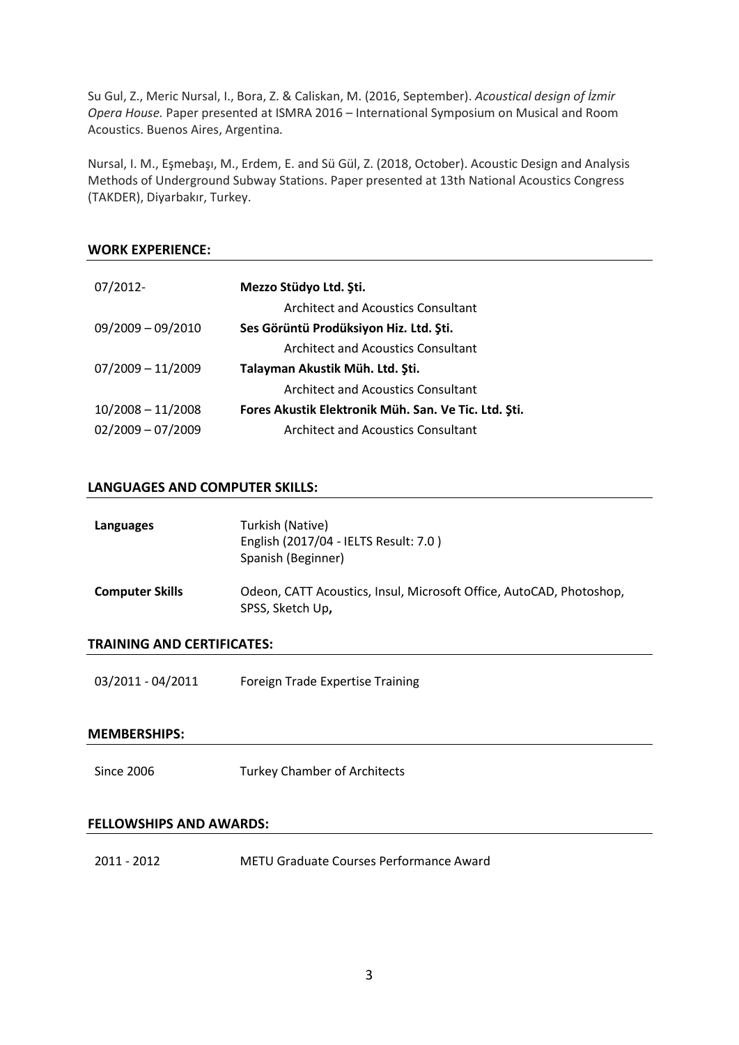Su Gul, Z., Meric Nursal, I., Bora, Z. & Caliskan, M. (2016, September). *Acoustical design of İzmir Opera House.* Paper presented at ISMRA 2016 – International Symposium on Musical and Room Acoustics. Buenos Aires, Argentina.

Nursal, I. M., Eşmebaşı, M., Erdem, E. and Sü Gül, Z. (2018, October). Acoustic Design and Analysis Methods of Underground Subway Stations. Paper presented at 13th National Acoustics Congress (TAKDER), Diyarbakır, Turkey.

## WORK EXPERIENCE:

| | |
|---|---|
| 07/2012- | **Mezzo Stüdyo Ltd. Şti.** |
| | Architect and Acoustics Consultant |
| 09/2009 – 09/2010 | **Ses Görüntü Prodüksiyon Hiz. Ltd. Şti.** |
| | Architect and Acoustics Consultant |
| 07/2009 – 11/2009 | **Talayman Akustik Müh. Ltd. Şti.** |
| | Architect and Acoustics Consultant |
| 10/2008 – 11/2008 | **Fores Akustik Elektronik Müh. San. Ve Tic. Ltd. Şti.** |
| 02/2009 – 07/2009 | Architect and Acoustics Consultant |

## LANGUAGES AND COMPUTER SKILLS:

| | |
|---|---|
| **Languages** | Turkish (Native)<br>English (2017/04 - IELTS Result: 7.0 )<br>Spanish (Beginner) |
| **Computer Skills** | Odeon, CATT Acoustics, Insul, Microsoft Office, AutoCAD, Photoshop, SPSS, Sketch Up**,** |

## TRAINING AND CERTIFICATES:

| | |
|---|---|
| 03/2011 - 04/2011 | Foreign Trade Expertise Training |

## MEMBERSHIPS:

| | |
|---|---|
| Since 2006 | Turkey Chamber of Architects |

## FELLOWSHIPS AND AWARDS:

| | |
|---|---|
| 2011 - 2012 | METU Graduate Courses Performance Award |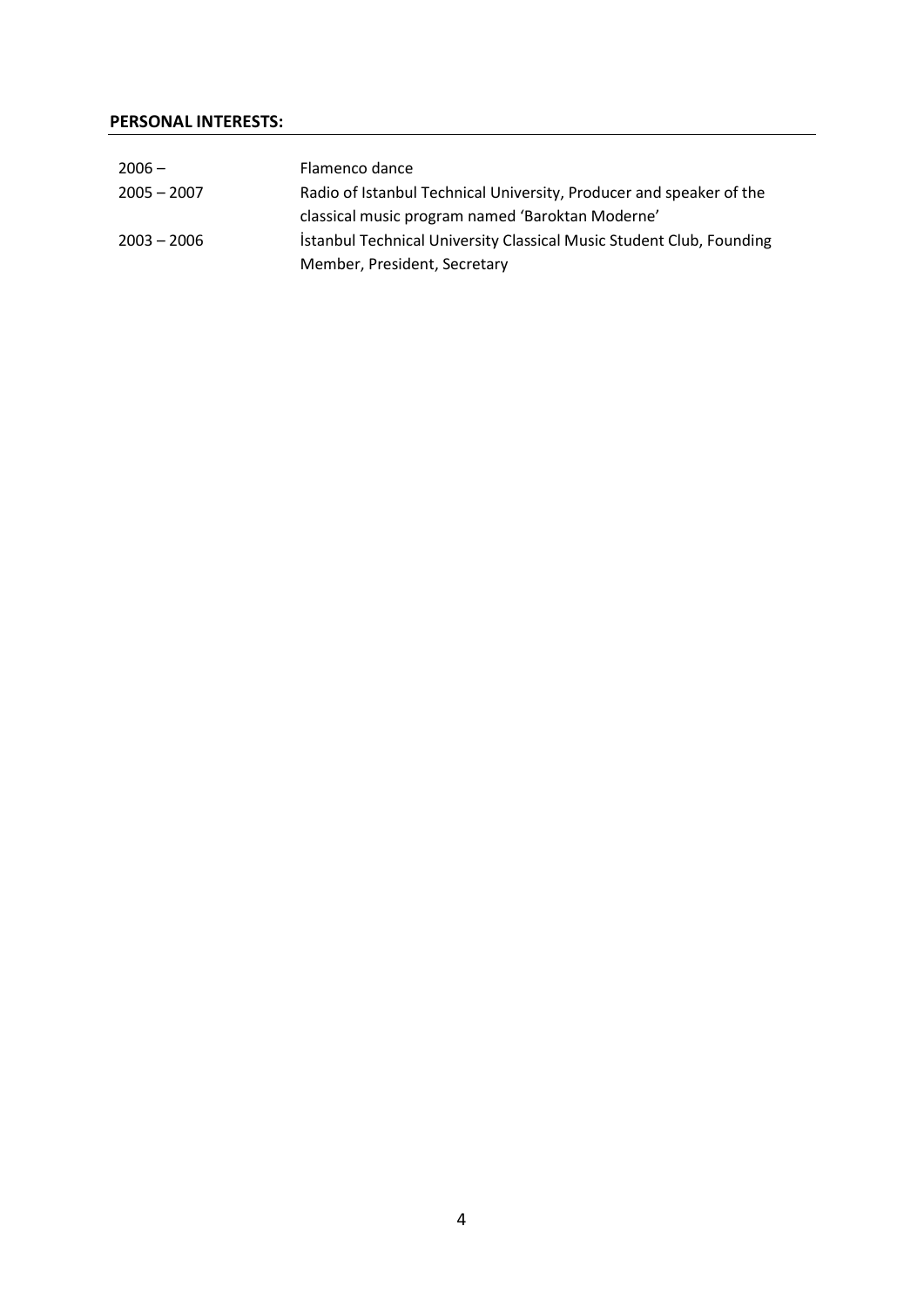**PERSONAL INTERESTS:**

| | |
|---|---|
| 2006 – | Flamenco dance |
| 2005 – 2007 | Radio of Istanbul Technical University, Producer and speaker of the classical music program named 'Baroktan Moderne' |
| 2003 – 2006 | İstanbul Technical University Classical Music Student Club, Founding Member, President, Secretary |